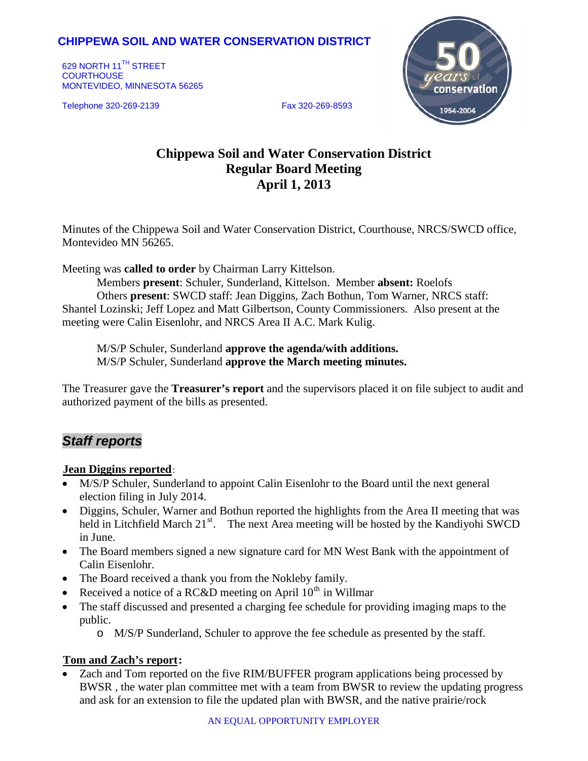**CHIPPEWA SOIL AND WATER CONSERVATION DISTRICT**

629 NORTH 11TH STREET
COURTHOUSE
MONTEVIDEO, MINNESOTA 56265

Telephone 320-269-2139 Fax 320-269-8593

# Chippewa Soil and Water Conservation District
# Regular Board Meeting
# April 1, 2013

Minutes of the Chippewa Soil and Water Conservation District, Courthouse, NRCS/SWCD office, Montevideo MN 56265.

Meeting was **called to order** by Chairman Larry Kittelson.

Members **present**: Schuler, Sunderland, Kittelson. Member **absent:** Roelofs

Others **present**: SWCD staff: Jean Diggins, Zach Bothun, Tom Warner, NRCS staff: Shantel Lozinski; Jeff Lopez and Matt Gilbertson, County Commissioners. Also present at the meeting were Calin Eisenlohr, and NRCS Area II A.C. Mark Kulig.

M/S/P Schuler, Sunderland **approve the agenda/with additions.**
M/S/P Schuler, Sunderland **approve the March meeting minutes.**

The Treasurer gave the **Treasurer's report** and the supervisors placed it on file subject to audit and authorized payment of the bills as presented.

## ***Staff reports***

**Jean Diggins reported**:

- M/S/P Schuler, Sunderland to appoint Calin Eisenlohr to the Board until the next general election filing in July 2014.
- Diggins, Schuler, Warner and Bothun reported the highlights from the Area II meeting that was held in Litchfield March 21st. The next Area meeting will be hosted by the Kandiyohi SWCD in June.
- The Board members signed a new signature card for MN West Bank with the appointment of Calin Eisenlohr.
- The Board received a thank you from the Nokleby family.
- Received a notice of a RC&D meeting on April 10th in Willmar
- The staff discussed and presented a charging fee schedule for providing imaging maps to the public.
  - M/S/P Sunderland, Schuler to approve the fee schedule as presented by the staff.

**Tom and Zach's report:**

- Zach and Tom reported on the five RIM/BUFFER program applications being processed by BWSR , the water plan committee met with a team from BWSR to review the updating progress and ask for an extension to file the updated plan with BWSR, and the native prairie/rock

AN EQUAL OPPORTUNITY EMPLOYER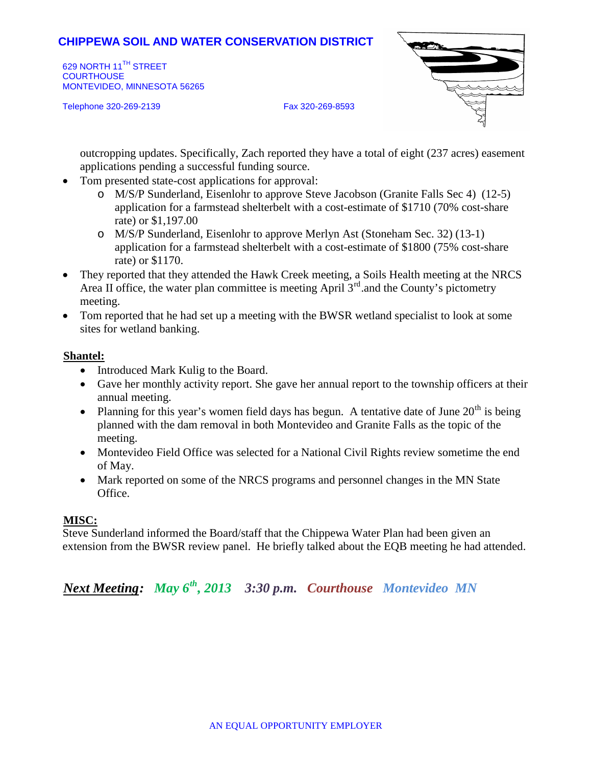# CHIPPEWA SOIL AND WATER CONSERVATION DISTRICT

629 NORTH 11TH STREET
COURTHOUSE
MONTEVIDEO, MINNESOTA 56265

Telephone 320-269-2139 Fax 320-269-8593

outcropping updates. Specifically, Zach reported they have a total of eight (237 acres) easement applications pending a successful funding source.

- Tom presented state-cost applications for approval:
  - M/S/P Sunderland, Eisenlohr to approve Steve Jacobson (Granite Falls Sec 4) (12-5) application for a farmstead shelterbelt with a cost-estimate of $1710 (70% cost-share rate) or $1,197.00
  - M/S/P Sunderland, Eisenlohr to approve Merlyn Ast (Stoneham Sec. 32) (13-1) application for a farmstead shelterbelt with a cost-estimate of $1800 (75% cost-share rate) or $1170.
- They reported that they attended the Hawk Creek meeting, a Soils Health meeting at the NRCS Area II office, the water plan committee is meeting April 3rd.and the County's pictometry meeting.
- Tom reported that he had set up a meeting with the BWSR wetland specialist to look at some sites for wetland banking.

**Shantel:**

- Introduced Mark Kulig to the Board.
- Gave her monthly activity report. She gave her annual report to the township officers at their annual meeting.
- Planning for this year's women field days has begun. A tentative date of June 20th is being planned with the dam removal in both Montevideo and Granite Falls as the topic of the meeting.
- Montevideo Field Office was selected for a National Civil Rights review sometime the end of May.
- Mark reported on some of the NRCS programs and personnel changes in the MN State Office.

**MISC:**

Steve Sunderland informed the Board/staff that the Chippewa Water Plan had been given an extension from the BWSR review panel. He briefly talked about the EQB meeting he had attended.

***Next Meeting:*** ***May 6th, 2013 3:30 p.m. Courthouse Montevideo MN***

AN EQUAL OPPORTUNITY EMPLOYER